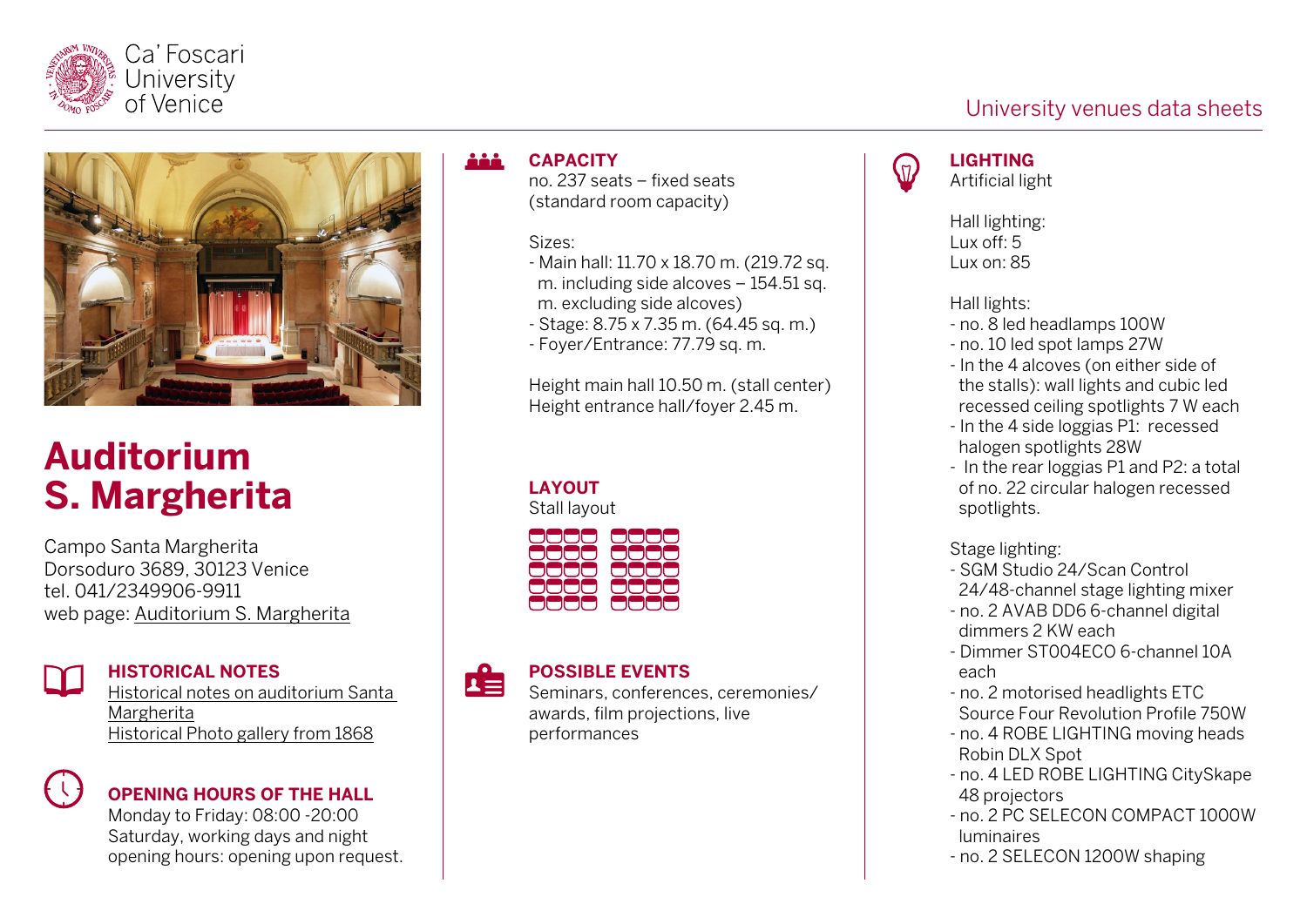Ca' Foscari University of Venice

University venues data sheets

# Auditorium S. Margherita

Campo Santa Margherita
Dorsoduro 3689, 30123 Venice
tel. 041/2349906-9911
web page: Auditorium S. Margherita

## HISTORICAL NOTES

Historical notes on auditorium Santa Margherita
Historical Photo gallery from 1868

## OPENING HOURS OF THE HALL

Monday to Friday: 08:00 -20:00
Saturday, working days and night opening hours: opening upon request.

## CAPACITY

no. 237 seats – fixed seats (standard room capacity)

Sizes:
- Main hall: 11.70 x 18.70 m. (219.72 sq. m. including side alcoves – 154.51 sq. m. excluding side alcoves)
- Stage: 8.75 x 7.35 m. (64.45 sq. m.)
- Foyer/Entrance: 77.79 sq. m.

Height main hall 10.50 m. (stall center)
Height entrance hall/foyer 2.45 m.

## LAYOUT

Stall layout

## POSSIBLE EVENTS

Seminars, conferences, ceremonies/ awards, film projections, live performances

## LIGHTING

Artificial light

Hall lighting:
Lux off: 5
Lux on: 85

Hall lights:
- no. 8 led headlamps 100W
- no. 10 led spot lamps 27W
- In the 4 alcoves (on either side of the stalls): wall lights and cubic led recessed ceiling spotlights 7 W each
- In the 4 side loggias P1: recessed halogen spotlights 28W
- In the rear loggias P1 and P2: a total of no. 22 circular halogen recessed spotlights.

Stage lighting:
- SGM Studio 24/Scan Control 24/48-channel stage lighting mixer
- no. 2 AVAB DD6 6-channel digital dimmers 2 KW each
- Dimmer ST004ECO 6-channel 10A each
- no. 2 motorised headlights ETC Source Four Revolution Profile 750W
- no. 4 ROBE LIGHTING moving heads Robin DLX Spot
- no. 4 LED ROBE LIGHTING CitySkape 48 projectors
- no. 2 PC SELECON COMPACT 1000W luminaires
- no. 2 SELECON 1200W shaping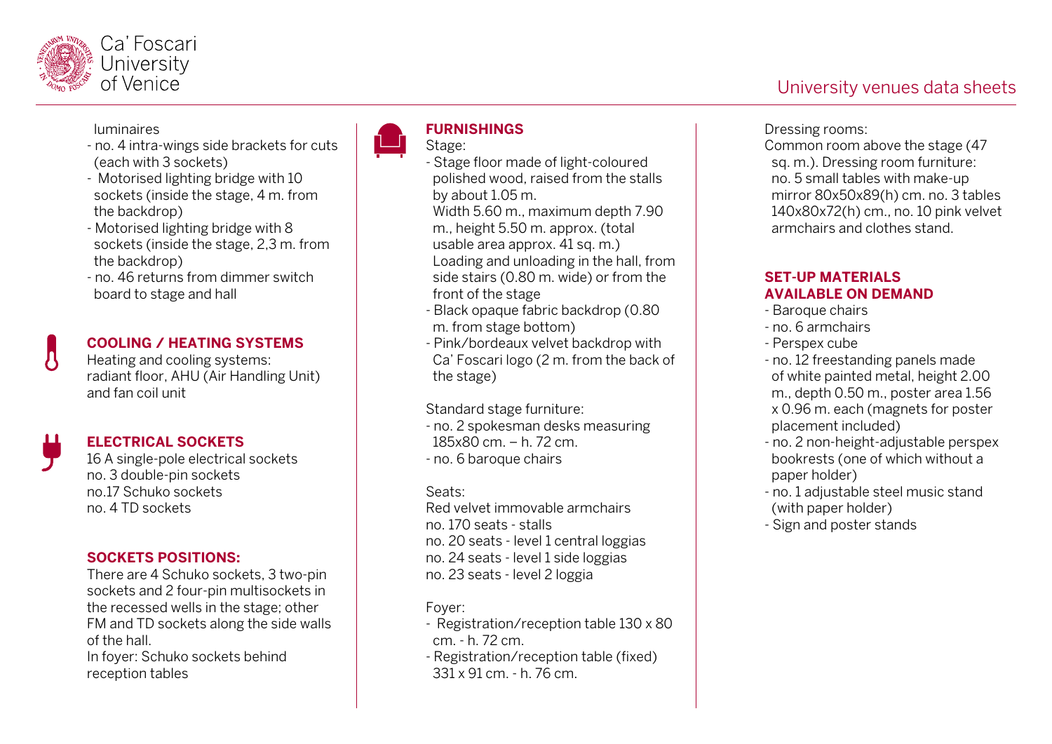luminaires

- no. 4 intra-wings side brackets for cuts (each with 3 sockets)
- Motorised lighting bridge with 10 sockets (inside the stage, 4 m. from the backdrop)
- Motorised lighting bridge with 8 sockets (inside the stage, 2,3 m. from the backdrop)
- no. 46 returns from dimmer switch board to stage and hall

## COOLING / HEATING SYSTEMS

Heating and cooling systems:
radiant floor, AHU (Air Handling Unit) and fan coil unit

## ELECTRICAL SOCKETS

16 A single-pole electrical sockets
no. 3 double-pin sockets
no.17 Schuko sockets
no. 4 TD sockets

## SOCKETS POSITIONS:

There are 4 Schuko sockets, 3 two-pin sockets and 2 four-pin multisockets in the recessed wells in the stage; other FM and TD sockets along the side walls of the hall.
In foyer: Schuko sockets behind reception tables

## FURNISHINGS

Stage:

- Stage floor made of light-coloured polished wood, raised from the stalls by about 1.05 m.
  Width 5.60 m., maximum depth 7.90 m., height 5.50 m. approx. (total usable area approx. 41 sq. m.)
  Loading and unloading in the hall, from side stairs (0.80 m. wide) or from the front of the stage
- Black opaque fabric backdrop (0.80 m. from stage bottom)
- Pink/bordeaux velvet backdrop with Ca' Foscari logo (2 m. from the back of the stage)

Standard stage furniture:

- no. 2 spokesman desks measuring 185x80 cm. – h. 72 cm.
- no. 6 baroque chairs

Seats:
Red velvet immovable armchairs
no. 170 seats - stalls
no. 20 seats - level 1 central loggias
no. 24 seats - level 1 side loggias
no. 23 seats - level 2 loggia

Foyer:

- Registration/reception table 130 x 80 cm. - h. 72 cm.
- Registration/reception table (fixed) 331 x 91 cm. - h. 76 cm.

Dressing rooms:
Common room above the stage (47 sq. m.). Dressing room furniture: no. 5 small tables with make-up mirror 80x50x89(h) cm. no. 3 tables 140x80x72(h) cm., no. 10 pink velvet armchairs and clothes stand.

## SET-UP MATERIALS AVAILABLE ON DEMAND

- Baroque chairs
- no. 6 armchairs
- Perspex cube
- no. 12 freestanding panels made of white painted metal, height 2.00 m., depth 0.50 m., poster area 1.56 x 0.96 m. each (magnets for poster placement included)
- no. 2 non-height-adjustable perspex bookrests (one of which without a paper holder)
- no. 1 adjustable steel music stand (with paper holder)
- Sign and poster stands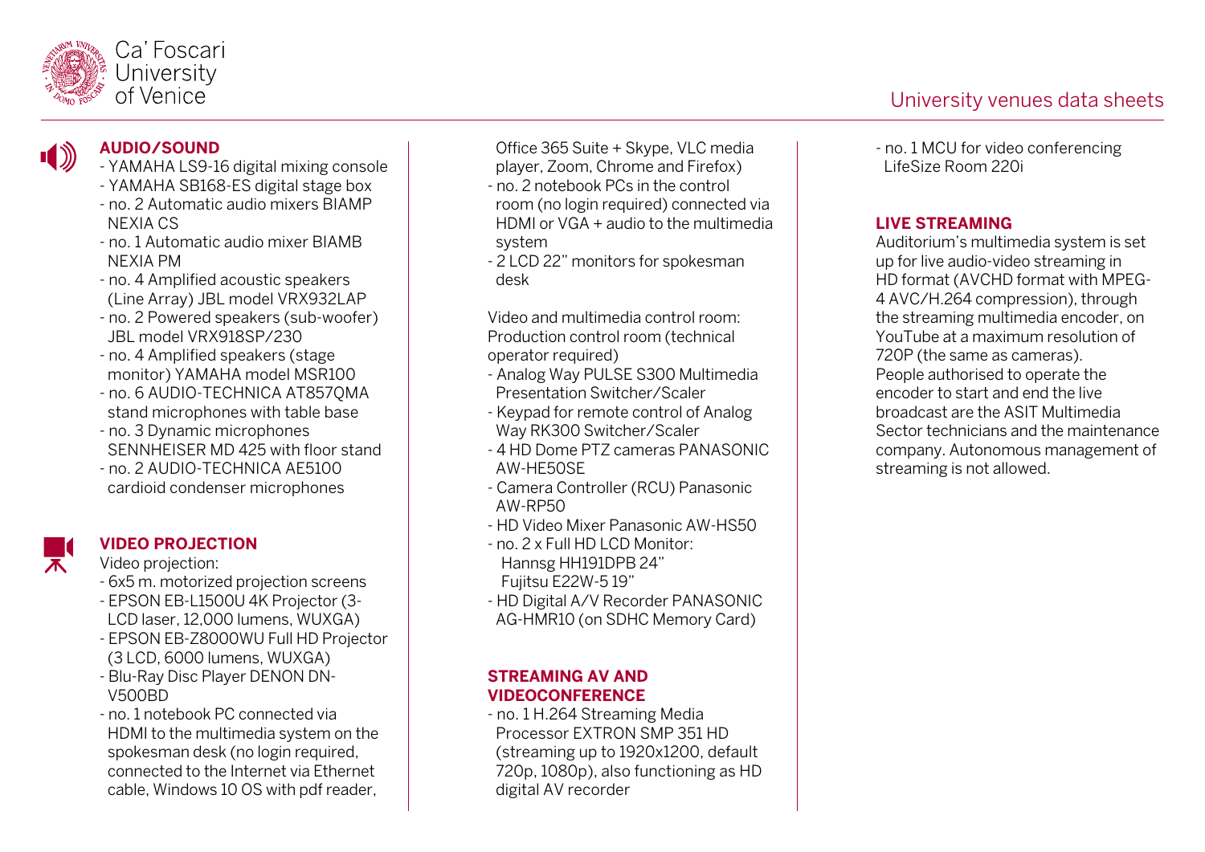## AUDIO/SOUND

- YAMAHA LS9-16 digital mixing console
- YAMAHA SB168-ES digital stage box
- no. 2 Automatic audio mixers BIAMP NEXIA CS
- no. 1 Automatic audio mixer BIAMB NEXIA PM
- no. 4 Amplified acoustic speakers (Line Array) JBL model VRX932LAP
- no. 2 Powered speakers (sub-woofer) JBL model VRX918SP/230
- no. 4 Amplified speakers (stage monitor) YAMAHA model MSR100
- no. 6 AUDIO-TECHNICA AT857QMA stand microphones with table base
- no. 3 Dynamic microphones SENNHEISER MD 425 with floor stand
- no. 2 AUDIO-TECHNICA AE5100 cardioid condenser microphones

## VIDEO PROJECTION

Video projection:

- 6x5 m. motorized projection screens
- EPSON EB-L1500U 4K Projector (3-LCD laser, 12,000 lumens, WUXGA)
- EPSON EB-Z8000WU Full HD Projector (3 LCD, 6000 lumens, WUXGA)
- Blu-Ray Disc Player DENON DN-V500BD
- no. 1 notebook PC connected via HDMI to the multimedia system on the spokesman desk (no login required, connected to the Internet via Ethernet cable, Windows 10 OS with pdf reader, Office 365 Suite + Skype, VLC media player, Zoom, Chrome and Firefox)
- no. 2 notebook PCs in the control room (no login required) connected via HDMI or VGA + audio to the multimedia system
- 2 LCD 22" monitors for spokesman desk

Video and multimedia control room: Production control room (technical operator required)

- Analog Way PULSE S300 Multimedia Presentation Switcher/Scaler
- Keypad for remote control of Analog Way RK300 Switcher/Scaler
- 4 HD Dome PTZ cameras PANASONIC AW-HE50SE
- Camera Controller (RCU) Panasonic AW-RP50
- HD Video Mixer Panasonic AW-HS50
- no. 2 x Full HD LCD Monitor:
  Hannsg HH191DPB 24"
  Fujitsu E22W-5 19"
- HD Digital A/V Recorder PANASONIC AG-HMR10 (on SDHC Memory Card)

## STREAMING AV AND VIDEOCONFERENCE

- no. 1 H.264 Streaming Media Processor EXTRON SMP 351 HD (streaming up to 1920x1200, default 720p, 1080p), also functioning as HD digital AV recorder
- no. 1 MCU for video conferencing LifeSize Room 220i

## LIVE STREAMING

Auditorium's multimedia system is set up for live audio-video streaming in HD format (AVCHD format with MPEG-4 AVC/H.264 compression), through the streaming multimedia encoder, on YouTube at a maximum resolution of 720P (the same as cameras).
People authorised to operate the encoder to start and end the live broadcast are the ASIT Multimedia Sector technicians and the maintenance company. Autonomous management of streaming is not allowed.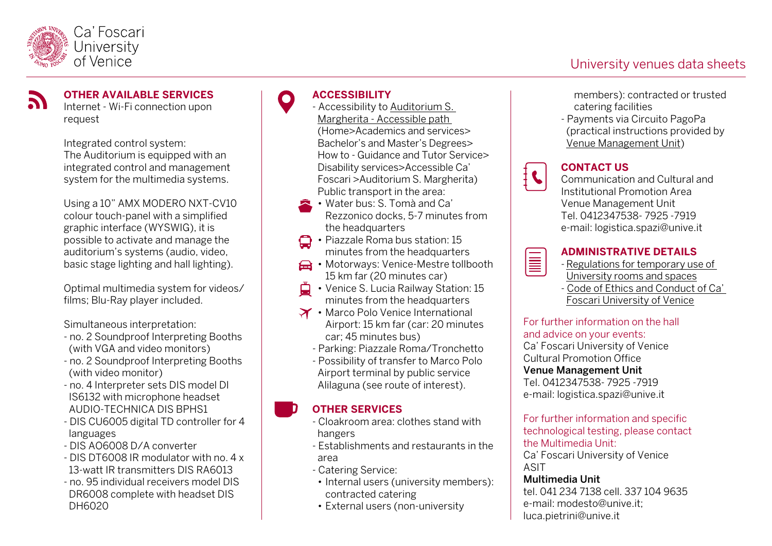## OTHER AVAILABLE SERVICES

Internet - Wi-Fi connection upon request

Integrated control system:
The Auditorium is equipped with an integrated control and management system for the multimedia systems.

Using a 10" AMX MODERO NXT-CV10 colour touch-panel with a simplified graphic interface (WYSWIG), it is possible to activate and manage the auditorium's systems (audio, video, basic stage lighting and hall lighting).

Optimal multimedia system for videos/films; Blu-Ray player included.

Simultaneous interpretation:

- no. 2 Soundproof Interpreting Booths (with VGA and video monitors)
- no. 2 Soundproof Interpreting Booths (with video monitor)
- no. 4 Interpreter sets DIS model DI IS6132 with microphone headset AUDIO-TECHNICA DIS BPHS1
- DIS CU6005 digital TD controller for 4 languages
- DIS AO6008 D/A converter
- DIS DT6008 IR modulator with no. 4 x 13-watt IR transmitters DIS RA6013
- no. 95 individual receivers model DIS DR6008 complete with headset DIS DH6020

## ACCESSIBILITY

- Accessibility to Auditorium S. Margherita - Accessible path (Home>Academics and services> Bachelor's and Master's Degrees> How to - Guidance and Tutor Service> Disability services>Accessible Ca' Foscari >Auditorium S. Margherita)
  Public transport in the area:
  - Water bus: S. Tomà and Ca' Rezzonico docks, 5-7 minutes from the headquarters
  - Piazzale Roma bus station: 15 minutes from the headquarters
  - Motorways: Venice-Mestre tollbooth 15 km far (20 minutes car)
  - Venice S. Lucia Railway Station: 15 minutes from the headquarters
  - Marco Polo Venice International Airport: 15 km far (car: 20 minutes car; 45 minutes bus)
- Parking: Piazzale Roma/Tronchetto
- Possibility of transfer to Marco Polo Airport terminal by public service Alilaguna (see route of interest).

## OTHER SERVICES

- Cloakroom area: clothes stand with hangers
- Establishments and restaurants in the area
- Catering Service:
  - Internal users (university members): contracted catering
  - External users (non-university members): contracted or trusted catering facilities
- Payments via Circuito PagoPa (practical instructions provided by Venue Management Unit)

## CONTACT US

Communication and Cultural and Institutional Promotion Area
Venue Management Unit
Tel. 0412347538- 7925 -7919
e-mail: logistica.spazi@unive.it

## ADMINISTRATIVE DETAILS

- Regulations for temporary use of University rooms and spaces
- Code of Ethics and Conduct of Ca' Foscari University of Venice

For further information on the hall and advice on your events:
Ca' Foscari University of Venice
Cultural Promotion Office
**Venue Management Unit**
Tel. 0412347538- 7925 -7919
e-mail: logistica.spazi@unive.it

For further information and specific technological testing, please contact the Multimedia Unit:
Ca' Foscari University of Venice
ASIT
**Multimedia Unit**
tel. 041 234 7138 cell. 337 104 9635
e-mail: modesto@unive.it;
luca.pietrini@unive.it